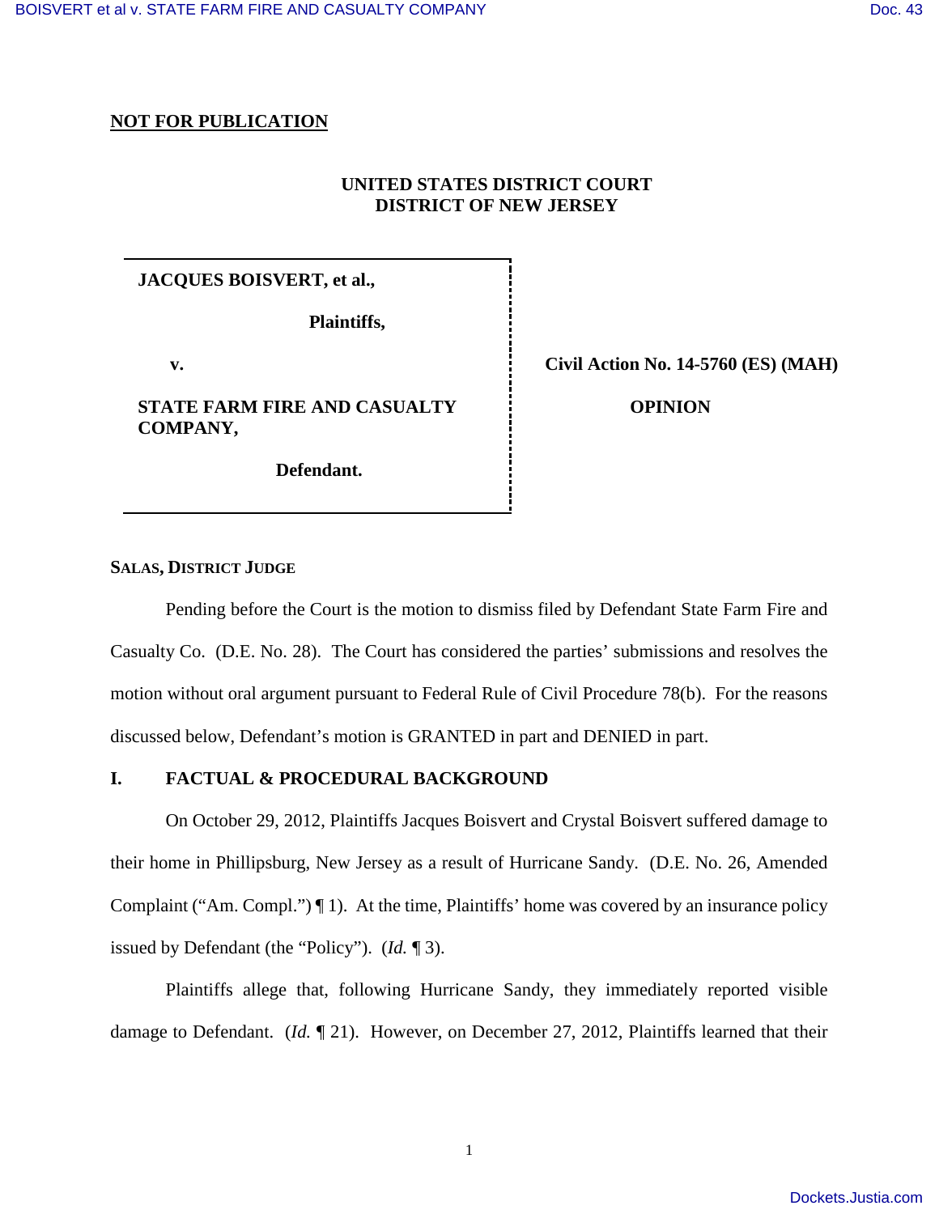**NOT FOR PUBLICATION**

**UNITED STATES DISTRICT COURT**
**DISTRICT OF NEW JERSEY**

| | |
|---|---|
| **JACQUES BOISVERT, et al.,** <br> **Plaintiffs,** <br> **v.** <br> **STATE FARM FIRE AND CASUALTY COMPANY,** <br> **Defendant.** | **Civil Action No. 14-5760 (ES) (MAH)** <br> **OPINION** |

**SALAS, DISTRICT JUDGE**

Pending before the Court is the motion to dismiss filed by Defendant State Farm Fire and Casualty Co. (D.E. No. 28). The Court has considered the parties' submissions and resolves the motion without oral argument pursuant to Federal Rule of Civil Procedure 78(b). For the reasons discussed below, Defendant's motion is GRANTED in part and DENIED in part.

## I. FACTUAL & PROCEDURAL BACKGROUND

On October 29, 2012, Plaintiffs Jacques Boisvert and Crystal Boisvert suffered damage to their home in Phillipsburg, New Jersey as a result of Hurricane Sandy. (D.E. No. 26, Amended Complaint ("Am. Compl.") ¶ 1). At the time, Plaintiffs' home was covered by an insurance policy issued by Defendant (the "Policy"). (*Id.* ¶ 3).

Plaintiffs allege that, following Hurricane Sandy, they immediately reported visible damage to Defendant. (*Id.* ¶ 21). However, on December 27, 2012, Plaintiffs learned that their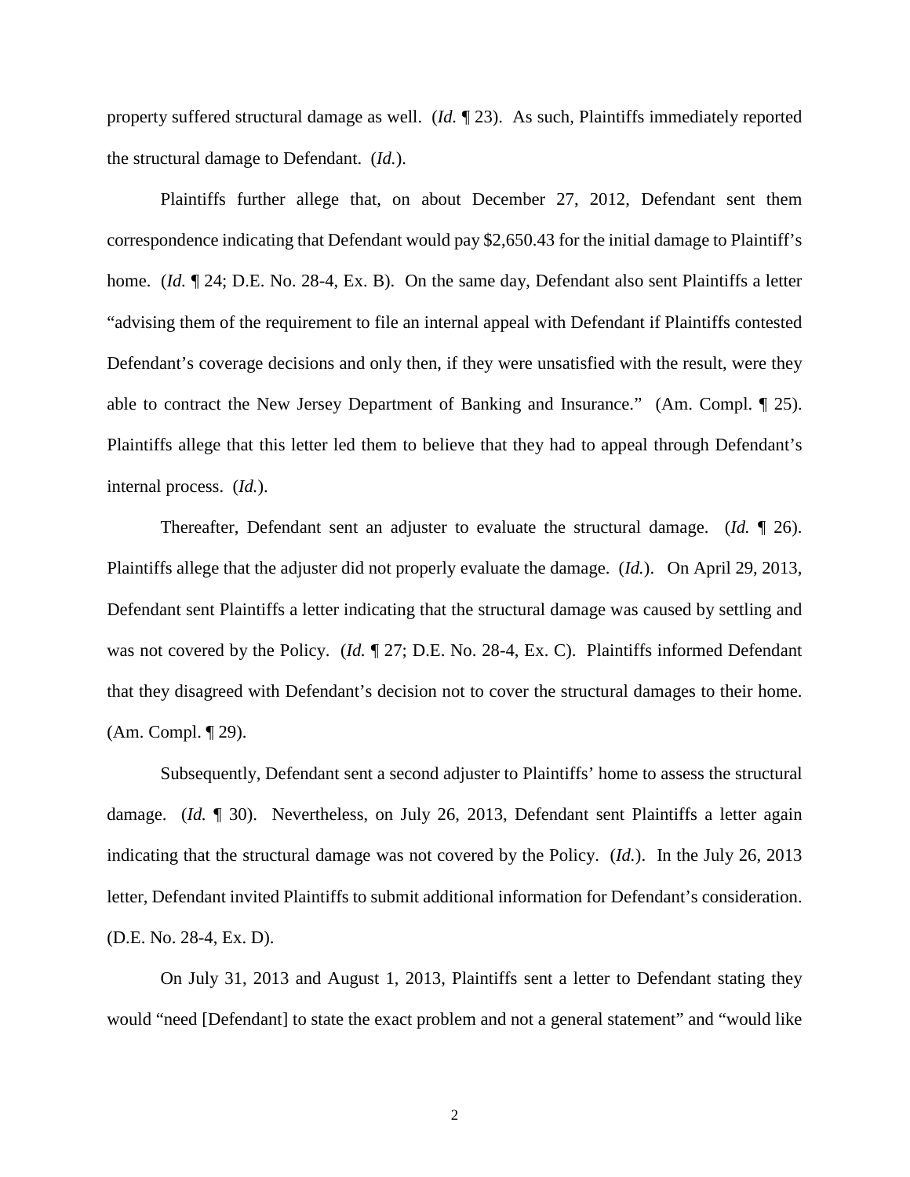property suffered structural damage as well. (*Id.* ¶ 23). As such, Plaintiffs immediately reported the structural damage to Defendant. (*Id.*).

Plaintiffs further allege that, on about December 27, 2012, Defendant sent them correspondence indicating that Defendant would pay $2,650.43 for the initial damage to Plaintiff's home. (*Id.* ¶ 24; D.E. No. 28-4, Ex. B). On the same day, Defendant also sent Plaintiffs a letter "advising them of the requirement to file an internal appeal with Defendant if Plaintiffs contested Defendant's coverage decisions and only then, if they were unsatisfied with the result, were they able to contract the New Jersey Department of Banking and Insurance." (Am. Compl. ¶ 25). Plaintiffs allege that this letter led them to believe that they had to appeal through Defendant's internal process. (*Id.*).

Thereafter, Defendant sent an adjuster to evaluate the structural damage. (*Id.* ¶ 26). Plaintiffs allege that the adjuster did not properly evaluate the damage. (*Id.*). On April 29, 2013, Defendant sent Plaintiffs a letter indicating that the structural damage was caused by settling and was not covered by the Policy. (*Id.* ¶ 27; D.E. No. 28-4, Ex. C). Plaintiffs informed Defendant that they disagreed with Defendant's decision not to cover the structural damages to their home. (Am. Compl. ¶ 29).

Subsequently, Defendant sent a second adjuster to Plaintiffs' home to assess the structural damage. (*Id.* ¶ 30). Nevertheless, on July 26, 2013, Defendant sent Plaintiffs a letter again indicating that the structural damage was not covered by the Policy. (*Id.*). In the July 26, 2013 letter, Defendant invited Plaintiffs to submit additional information for Defendant's consideration. (D.E. No. 28-4, Ex. D).

On July 31, 2013 and August 1, 2013, Plaintiffs sent a letter to Defendant stating they would "need [Defendant] to state the exact problem and not a general statement" and "would like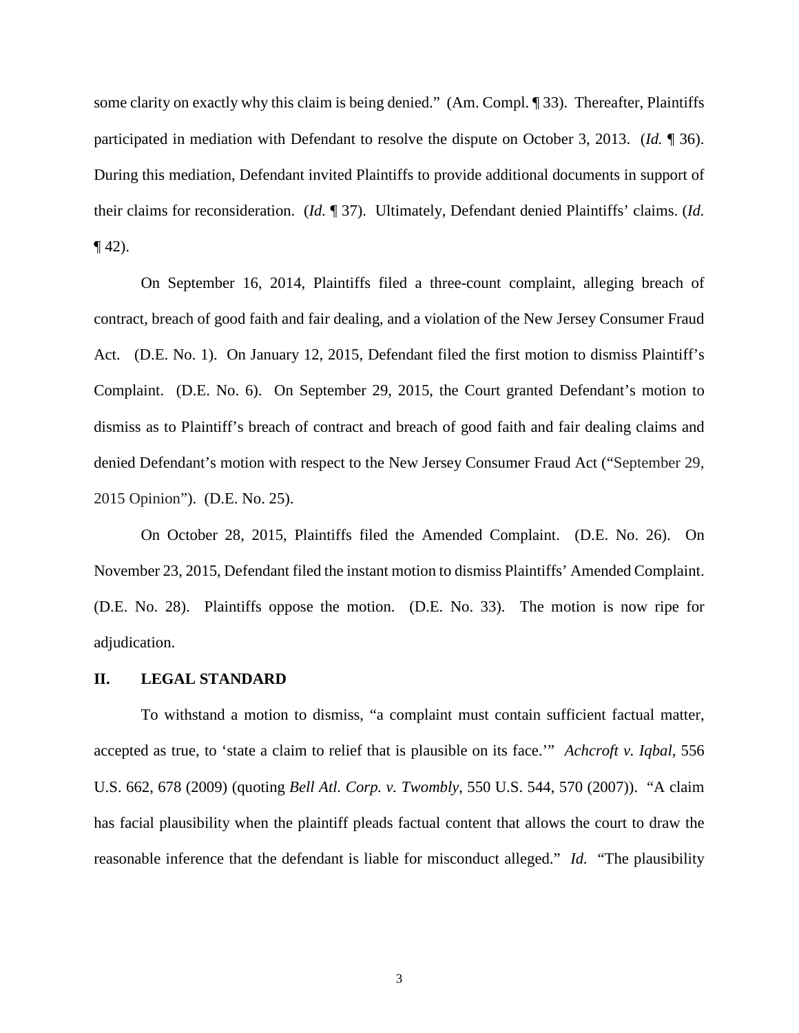some clarity on exactly why this claim is being denied." (Am. Compl. ¶ 33). Thereafter, Plaintiffs participated in mediation with Defendant to resolve the dispute on October 3, 2013. (*Id.* ¶ 36). During this mediation, Defendant invited Plaintiffs to provide additional documents in support of their claims for reconsideration. (*Id.* ¶ 37). Ultimately, Defendant denied Plaintiffs' claims. (*Id.* ¶ 42).

On September 16, 2014, Plaintiffs filed a three-count complaint, alleging breach of contract, breach of good faith and fair dealing, and a violation of the New Jersey Consumer Fraud Act. (D.E. No. 1). On January 12, 2015, Defendant filed the first motion to dismiss Plaintiff's Complaint. (D.E. No. 6). On September 29, 2015, the Court granted Defendant's motion to dismiss as to Plaintiff's breach of contract and breach of good faith and fair dealing claims and denied Defendant's motion with respect to the New Jersey Consumer Fraud Act ("September 29, 2015 Opinion"). (D.E. No. 25).

On October 28, 2015, Plaintiffs filed the Amended Complaint. (D.E. No. 26). On November 23, 2015, Defendant filed the instant motion to dismiss Plaintiffs' Amended Complaint. (D.E. No. 28). Plaintiffs oppose the motion. (D.E. No. 33). The motion is now ripe for adjudication.

## II. LEGAL STANDARD

To withstand a motion to dismiss, "a complaint must contain sufficient factual matter, accepted as true, to 'state a claim to relief that is plausible on its face.'" *Achcroft v. Iqbal*, 556 U.S. 662, 678 (2009) (quoting *Bell Atl. Corp. v. Twombly*, 550 U.S. 544, 570 (2007)). "A claim has facial plausibility when the plaintiff pleads factual content that allows the court to draw the reasonable inference that the defendant is liable for misconduct alleged." *Id.* "The plausibility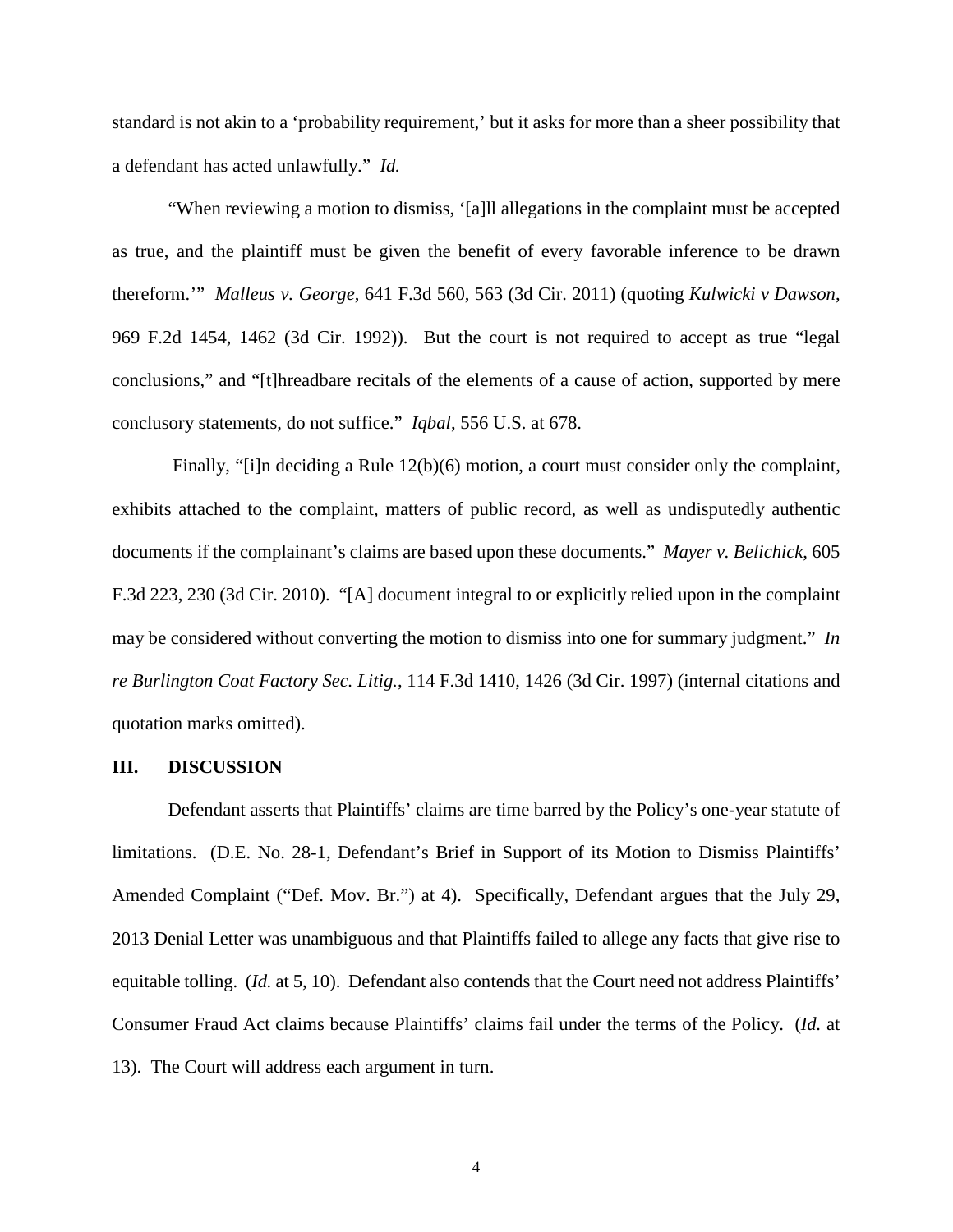standard is not akin to a 'probability requirement,' but it asks for more than a sheer possibility that a defendant has acted unlawfully." *Id.*

"When reviewing a motion to dismiss, '[a]ll allegations in the complaint must be accepted as true, and the plaintiff must be given the benefit of every favorable inference to be drawn therefrom.'" *Malleus v. George*, 641 F.3d 560, 563 (3d Cir. 2011) (quoting *Kulwicki v Dawson*, 969 F.2d 1454, 1462 (3d Cir. 1992)). But the court is not required to accept as true "legal conclusions," and "[t]hreadbare recitals of the elements of a cause of action, supported by mere conclusory statements, do not suffice." *Iqbal*, 556 U.S. at 678.

Finally, "[i]n deciding a Rule 12(b)(6) motion, a court must consider only the complaint, exhibits attached to the complaint, matters of public record, as well as undisputedly authentic documents if the complainant's claims are based upon these documents." *Mayer v. Belichick*, 605 F.3d 223, 230 (3d Cir. 2010). "[A] document integral to or explicitly relied upon in the complaint may be considered without converting the motion to dismiss into one for summary judgment." *In re Burlington Coat Factory Sec. Litig.*, 114 F.3d 1410, 1426 (3d Cir. 1997) (internal citations and quotation marks omitted).

## III. DISCUSSION

Defendant asserts that Plaintiffs' claims are time barred by the Policy's one-year statute of limitations. (D.E. No. 28-1, Defendant's Brief in Support of its Motion to Dismiss Plaintiffs' Amended Complaint ("Def. Mov. Br.") at 4). Specifically, Defendant argues that the July 29, 2013 Denial Letter was unambiguous and that Plaintiffs failed to allege any facts that give rise to equitable tolling. (*Id.* at 5, 10). Defendant also contends that the Court need not address Plaintiffs' Consumer Fraud Act claims because Plaintiffs' claims fail under the terms of the Policy. (*Id.* at 13). The Court will address each argument in turn.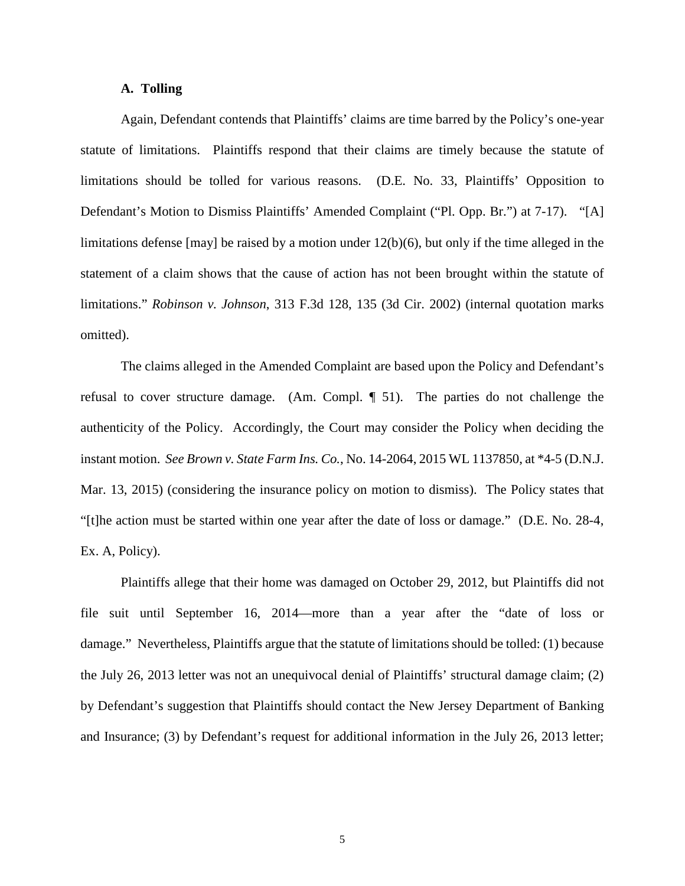### A. Tolling

Again, Defendant contends that Plaintiffs' claims are time barred by the Policy's one-year statute of limitations. Plaintiffs respond that their claims are timely because the statute of limitations should be tolled for various reasons. (D.E. No. 33, Plaintiffs' Opposition to Defendant's Motion to Dismiss Plaintiffs' Amended Complaint ("Pl. Opp. Br.") at 7-17). "[A] limitations defense [may] be raised by a motion under 12(b)(6), but only if the time alleged in the statement of a claim shows that the cause of action has not been brought within the statute of limitations." *Robinson v. Johnson*, 313 F.3d 128, 135 (3d Cir. 2002) (internal quotation marks omitted).

The claims alleged in the Amended Complaint are based upon the Policy and Defendant's refusal to cover structure damage. (Am. Compl. ¶ 51). The parties do not challenge the authenticity of the Policy. Accordingly, the Court may consider the Policy when deciding the instant motion. *See Brown v. State Farm Ins. Co.*, No. 14-2064, 2015 WL 1137850, at *4-5 (D.N.J. Mar. 13, 2015) (considering the insurance policy on motion to dismiss). The Policy states that "[t]he action must be started within one year after the date of loss or damage." (D.E. No. 28-4, Ex. A, Policy).

Plaintiffs allege that their home was damaged on October 29, 2012, but Plaintiffs did not file suit until September 16, 2014—more than a year after the "date of loss or damage." Nevertheless, Plaintiffs argue that the statute of limitations should be tolled: (1) because the July 26, 2013 letter was not an unequivocal denial of Plaintiffs' structural damage claim; (2) by Defendant's suggestion that Plaintiffs should contact the New Jersey Department of Banking and Insurance; (3) by Defendant's request for additional information in the July 26, 2013 letter;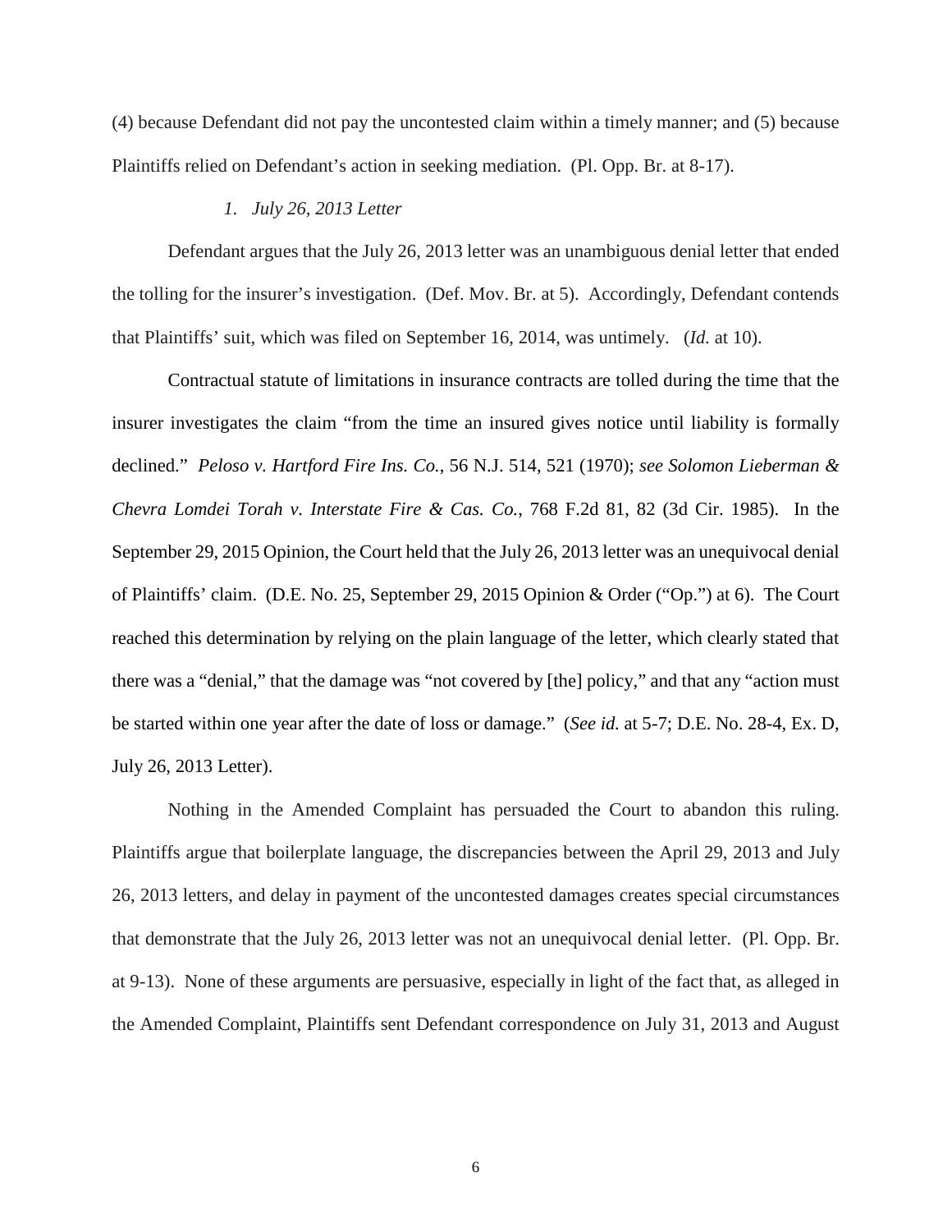(4) because Defendant did not pay the uncontested claim within a timely manner; and (5) because Plaintiffs relied on Defendant's action in seeking mediation. (Pl. Opp. Br. at 8-17).

*1. July 26, 2013 Letter*

Defendant argues that the July 26, 2013 letter was an unambiguous denial letter that ended the tolling for the insurer's investigation. (Def. Mov. Br. at 5). Accordingly, Defendant contends that Plaintiffs' suit, which was filed on September 16, 2014, was untimely. (*Id.* at 10).

Contractual statute of limitations in insurance contracts are tolled during the time that the insurer investigates the claim "from the time an insured gives notice until liability is formally declined." *Peloso v. Hartford Fire Ins. Co.*, 56 N.J. 514, 521 (1970); *see Solomon Lieberman & Chevra Lomdei Torah v. Interstate Fire & Cas. Co.*, 768 F.2d 81, 82 (3d Cir. 1985). In the September 29, 2015 Opinion, the Court held that the July 26, 2013 letter was an unequivocal denial of Plaintiffs' claim. (D.E. No. 25, September 29, 2015 Opinion & Order ("Op.") at 6). The Court reached this determination by relying on the plain language of the letter, which clearly stated that there was a "denial," that the damage was "not covered by [the] policy," and that any "action must be started within one year after the date of loss or damage." (*See id.* at 5-7; D.E. No. 28-4, Ex. D, July 26, 2013 Letter).

Nothing in the Amended Complaint has persuaded the Court to abandon this ruling. Plaintiffs argue that boilerplate language, the discrepancies between the April 29, 2013 and July 26, 2013 letters, and delay in payment of the uncontested damages creates special circumstances that demonstrate that the July 26, 2013 letter was not an unequivocal denial letter. (Pl. Opp. Br. at 9-13). None of these arguments are persuasive, especially in light of the fact that, as alleged in the Amended Complaint, Plaintiffs sent Defendant correspondence on July 31, 2013 and August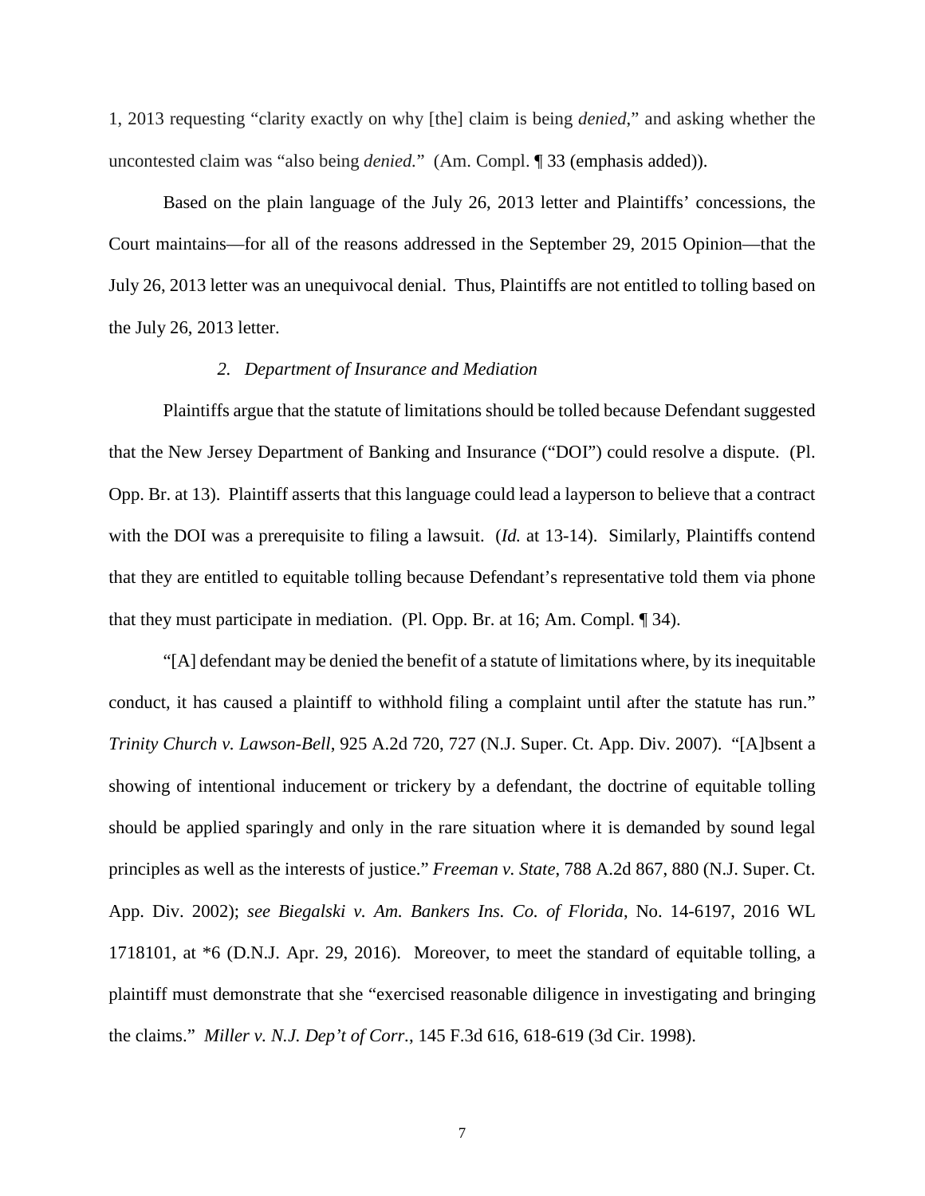1, 2013 requesting "clarity exactly on why [the] claim is being *denied*," and asking whether the uncontested claim was "also being *denied.*" (Am. Compl. ¶ 33 (emphasis added)).

Based on the plain language of the July 26, 2013 letter and Plaintiffs' concessions, the Court maintains—for all of the reasons addressed in the September 29, 2015 Opinion—that the July 26, 2013 letter was an unequivocal denial. Thus, Plaintiffs are not entitled to tolling based on the July 26, 2013 letter.

*2. Department of Insurance and Mediation*

Plaintiffs argue that the statute of limitations should be tolled because Defendant suggested that the New Jersey Department of Banking and Insurance ("DOI") could resolve a dispute. (Pl. Opp. Br. at 13). Plaintiff asserts that this language could lead a layperson to believe that a contract with the DOI was a prerequisite to filing a lawsuit. (*Id.* at 13-14). Similarly, Plaintiffs contend that they are entitled to equitable tolling because Defendant's representative told them via phone that they must participate in mediation. (Pl. Opp. Br. at 16; Am. Compl. ¶ 34).

"[A] defendant may be denied the benefit of a statute of limitations where, by its inequitable conduct, it has caused a plaintiff to withhold filing a complaint until after the statute has run." *Trinity Church v. Lawson-Bell*, 925 A.2d 720, 727 (N.J. Super. Ct. App. Div. 2007). "[A]bsent a showing of intentional inducement or trickery by a defendant, the doctrine of equitable tolling should be applied sparingly and only in the rare situation where it is demanded by sound legal principles as well as the interests of justice." *Freeman v. State*, 788 A.2d 867, 880 (N.J. Super. Ct. App. Div. 2002); *see Biegalski v. Am. Bankers Ins. Co. of Florida*, No. 14-6197, 2016 WL 1718101, at *6 (D.N.J. Apr. 29, 2016). Moreover, to meet the standard of equitable tolling, a plaintiff must demonstrate that she "exercised reasonable diligence in investigating and bringing the claims." *Miller v. N.J. Dep't of Corr.*, 145 F.3d 616, 618-619 (3d Cir. 1998).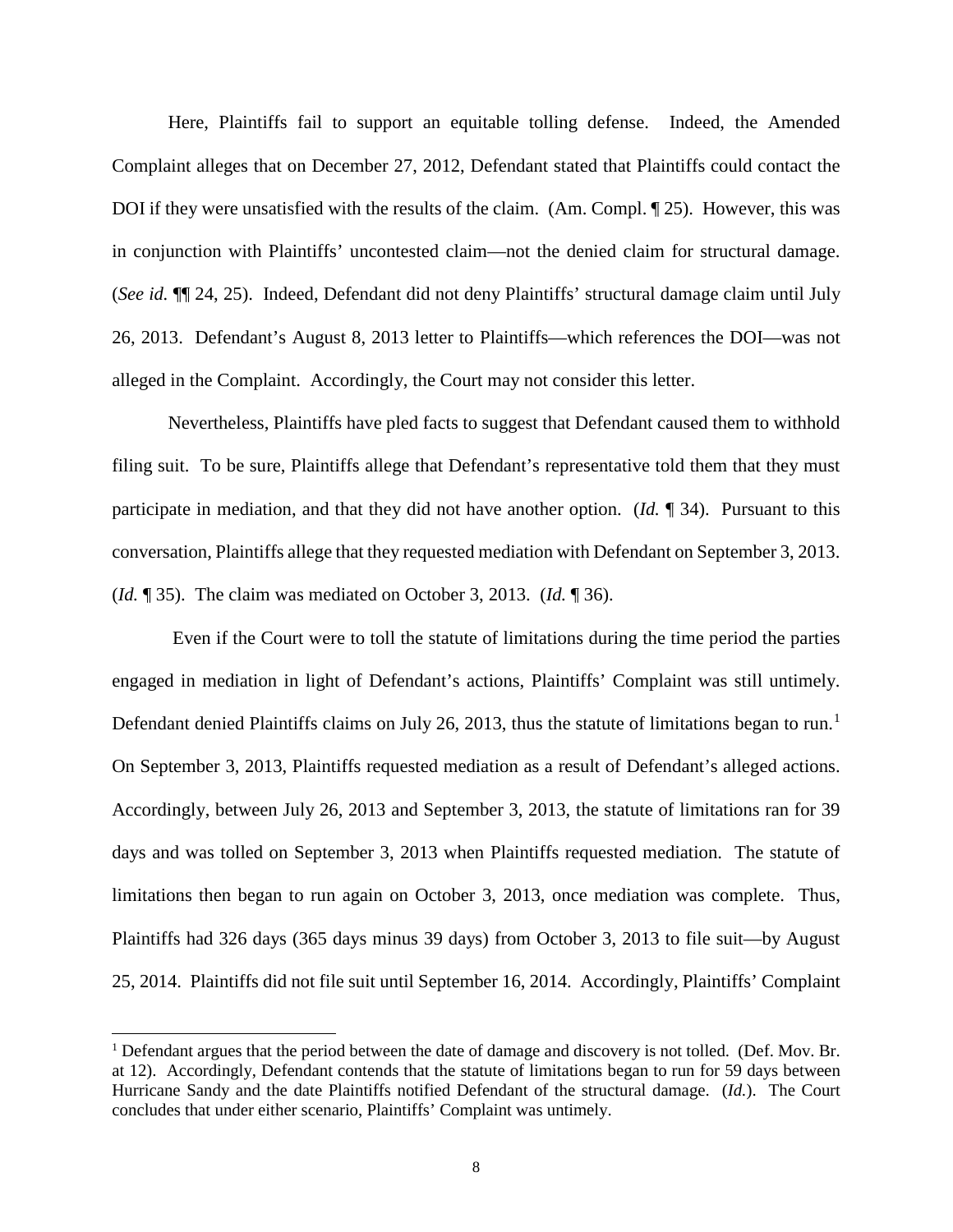Here, Plaintiffs fail to support an equitable tolling defense. Indeed, the Amended Complaint alleges that on December 27, 2012, Defendant stated that Plaintiffs could contact the DOI if they were unsatisfied with the results of the claim. (Am. Compl. ¶ 25). However, this was in conjunction with Plaintiffs' uncontested claim—not the denied claim for structural damage. (*See id.* ¶¶ 24, 25). Indeed, Defendant did not deny Plaintiffs' structural damage claim until July 26, 2013. Defendant's August 8, 2013 letter to Plaintiffs—which references the DOI—was not alleged in the Complaint. Accordingly, the Court may not consider this letter.

Nevertheless, Plaintiffs have pled facts to suggest that Defendant caused them to withhold filing suit. To be sure, Plaintiffs allege that Defendant's representative told them that they must participate in mediation, and that they did not have another option. (*Id.* ¶ 34). Pursuant to this conversation, Plaintiffs allege that they requested mediation with Defendant on September 3, 2013. (*Id.* ¶ 35). The claim was mediated on October 3, 2013. (*Id.* ¶ 36).

Even if the Court were to toll the statute of limitations during the time period the parties engaged in mediation in light of Defendant's actions, Plaintiffs' Complaint was still untimely. Defendant denied Plaintiffs claims on July 26, 2013, thus the statute of limitations began to run.[1] On September 3, 2013, Plaintiffs requested mediation as a result of Defendant's alleged actions. Accordingly, between July 26, 2013 and September 3, 2013, the statute of limitations ran for 39 days and was tolled on September 3, 2013 when Plaintiffs requested mediation. The statute of limitations then began to run again on October 3, 2013, once mediation was complete. Thus, Plaintiffs had 326 days (365 days minus 39 days) from October 3, 2013 to file suit—by August 25, 2014. Plaintiffs did not file suit until September 16, 2014. Accordingly, Plaintiffs' Complaint

[1] Defendant argues that the period between the date of damage and discovery is not tolled. (Def. Mov. Br. at 12). Accordingly, Defendant contends that the statute of limitations began to run for 59 days between Hurricane Sandy and the date Plaintiffs notified Defendant of the structural damage. (*Id.*). The Court concludes that under either scenario, Plaintiffs' Complaint was untimely.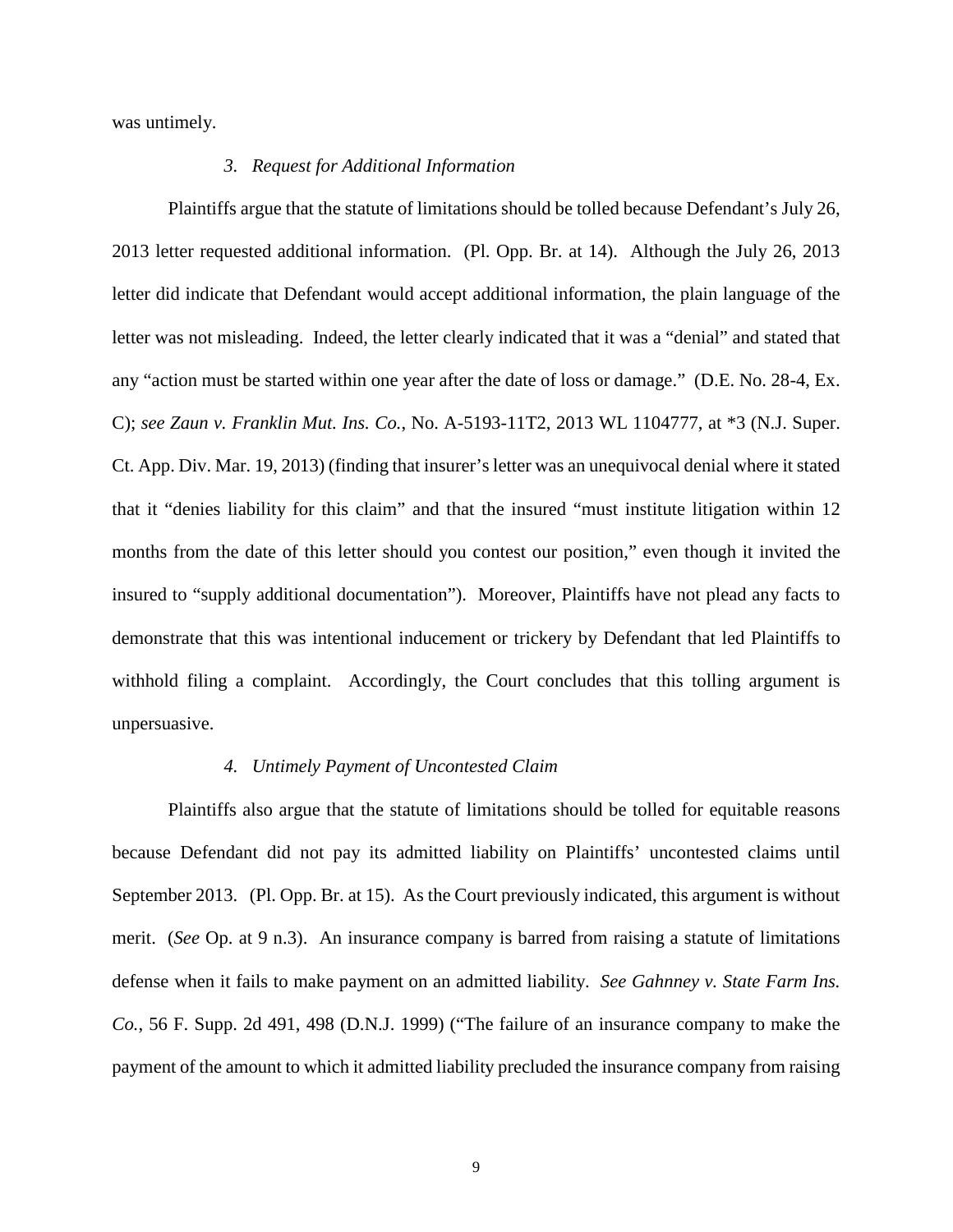was untimely.

### *3. Request for Additional Information*

Plaintiffs argue that the statute of limitations should be tolled because Defendant's July 26, 2013 letter requested additional information. (Pl. Opp. Br. at 14). Although the July 26, 2013 letter did indicate that Defendant would accept additional information, the plain language of the letter was not misleading. Indeed, the letter clearly indicated that it was a "denial" and stated that any "action must be started within one year after the date of loss or damage." (D.E. No. 28-4, Ex. C); *see Zaun v. Franklin Mut. Ins. Co.*, No. A-5193-11T2, 2013 WL 1104777, at *3 (N.J. Super. Ct. App. Div. Mar. 19, 2013) (finding that insurer's letter was an unequivocal denial where it stated that it "denies liability for this claim" and that the insured "must institute litigation within 12 months from the date of this letter should you contest our position," even though it invited the insured to "supply additional documentation"). Moreover, Plaintiffs have not plead any facts to demonstrate that this was intentional inducement or trickery by Defendant that led Plaintiffs to withhold filing a complaint. Accordingly, the Court concludes that this tolling argument is unpersuasive.

### *4. Untimely Payment of Uncontested Claim*

Plaintiffs also argue that the statute of limitations should be tolled for equitable reasons because Defendant did not pay its admitted liability on Plaintiffs' uncontested claims until September 2013. (Pl. Opp. Br. at 15). As the Court previously indicated, this argument is without merit. (*See* Op. at 9 n.3). An insurance company is barred from raising a statute of limitations defense when it fails to make payment on an admitted liability. *See Gahnney v. State Farm Ins. Co.*, 56 F. Supp. 2d 491, 498 (D.N.J. 1999) ("The failure of an insurance company to make the payment of the amount to which it admitted liability precluded the insurance company from raising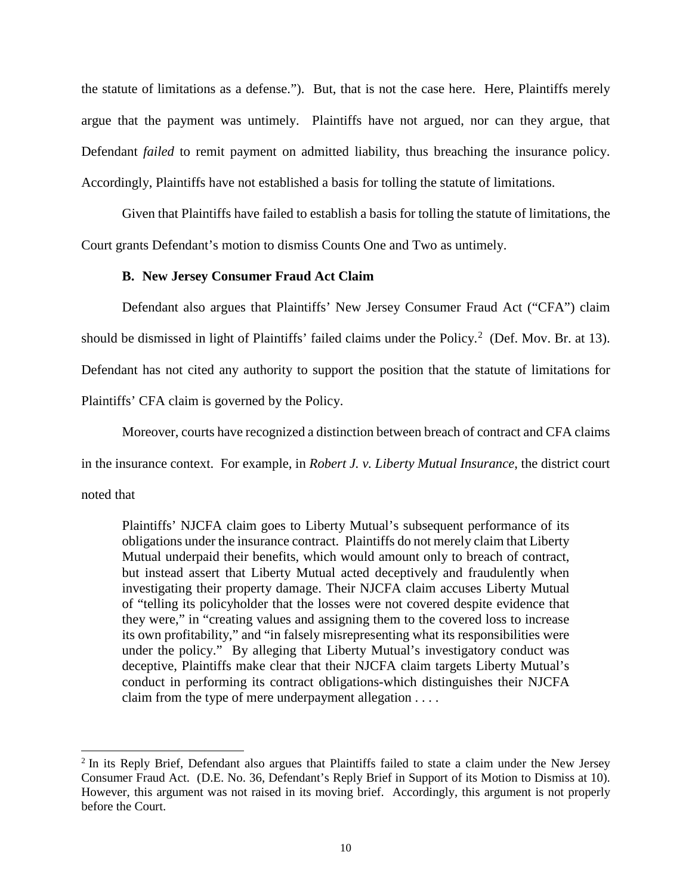the statute of limitations as a defense."). But, that is not the case here. Here, Plaintiffs merely argue that the payment was untimely. Plaintiffs have not argued, nor can they argue, that Defendant *failed* to remit payment on admitted liability, thus breaching the insurance policy. Accordingly, Plaintiffs have not established a basis for tolling the statute of limitations.

Given that Plaintiffs have failed to establish a basis for tolling the statute of limitations, the Court grants Defendant's motion to dismiss Counts One and Two as untimely.

### B. New Jersey Consumer Fraud Act Claim

Defendant also argues that Plaintiffs' New Jersey Consumer Fraud Act ("CFA") claim should be dismissed in light of Plaintiffs' failed claims under the Policy.[2] (Def. Mov. Br. at 13). Defendant has not cited any authority to support the position that the statute of limitations for Plaintiffs' CFA claim is governed by the Policy.

Moreover, courts have recognized a distinction between breach of contract and CFA claims in the insurance context. For example, in *Robert J. v. Liberty Mutual Insurance*, the district court noted that

> Plaintiffs' NJCFA claim goes to Liberty Mutual's subsequent performance of its obligations under the insurance contract. Plaintiffs do not merely claim that Liberty Mutual underpaid their benefits, which would amount only to breach of contract, but instead assert that Liberty Mutual acted deceptively and fraudulently when investigating their property damage. Their NJCFA claim accuses Liberty Mutual of "telling its policyholder that the losses were not covered despite evidence that they were," in "creating values and assigning them to the covered loss to increase its own profitability," and "in falsely misrepresenting what its responsibilities were under the policy." By alleging that Liberty Mutual's investigatory conduct was deceptive, Plaintiffs make clear that their NJCFA claim targets Liberty Mutual's conduct in performing its contract obligations-which distinguishes their NJCFA claim from the type of mere underpayment allegation . . . .

---

[2] In its Reply Brief, Defendant also argues that Plaintiffs failed to state a claim under the New Jersey Consumer Fraud Act. (D.E. No. 36, Defendant's Reply Brief in Support of its Motion to Dismiss at 10). However, this argument was not raised in its moving brief. Accordingly, this argument is not properly before the Court.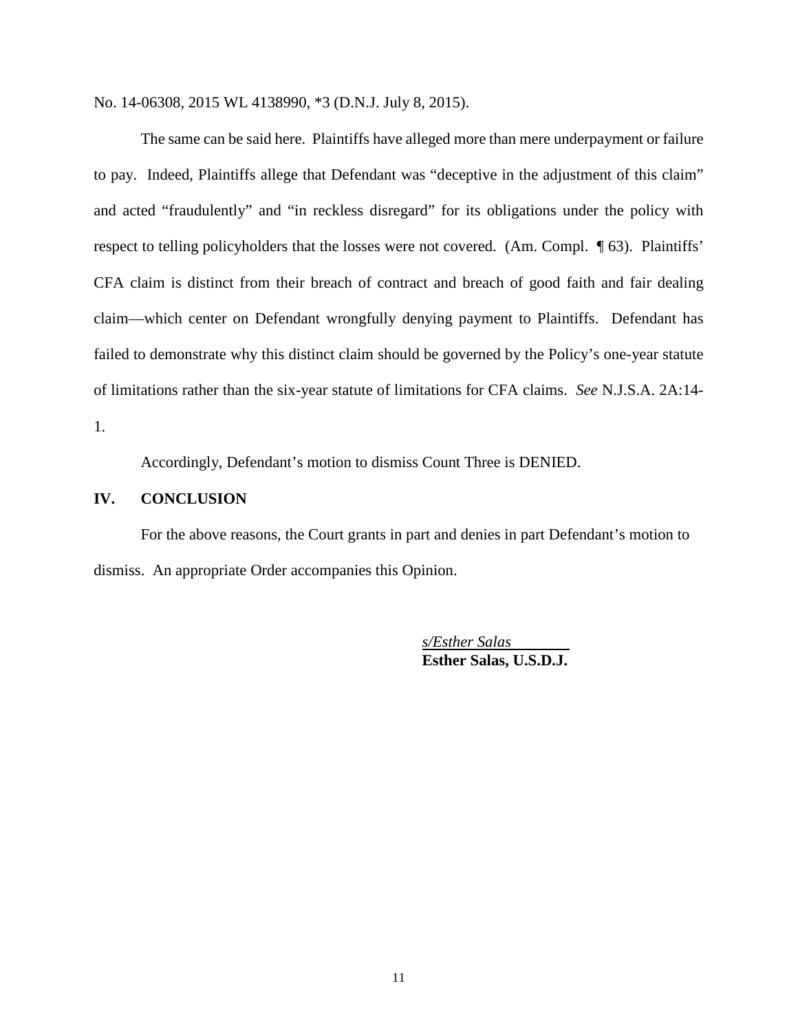No. 14-06308, 2015 WL 4138990, *3 (D.N.J. July 8, 2015).

The same can be said here. Plaintiffs have alleged more than mere underpayment or failure to pay. Indeed, Plaintiffs allege that Defendant was "deceptive in the adjustment of this claim" and acted "fraudulently" and "in reckless disregard" for its obligations under the policy with respect to telling policyholders that the losses were not covered. (Am. Compl. ¶ 63). Plaintiffs' CFA claim is distinct from their breach of contract and breach of good faith and fair dealing claim—which center on Defendant wrongfully denying payment to Plaintiffs. Defendant has failed to demonstrate why this distinct claim should be governed by the Policy's one-year statute of limitations rather than the six-year statute of limitations for CFA claims. *See* N.J.S.A. 2A:14-1.

Accordingly, Defendant's motion to dismiss Count Three is DENIED.

## IV. CONCLUSION

For the above reasons, the Court grants in part and denies in part Defendant's motion to dismiss. An appropriate Order accompanies this Opinion.

*s/Esther Salas*
**Esther Salas, U.S.D.J.**